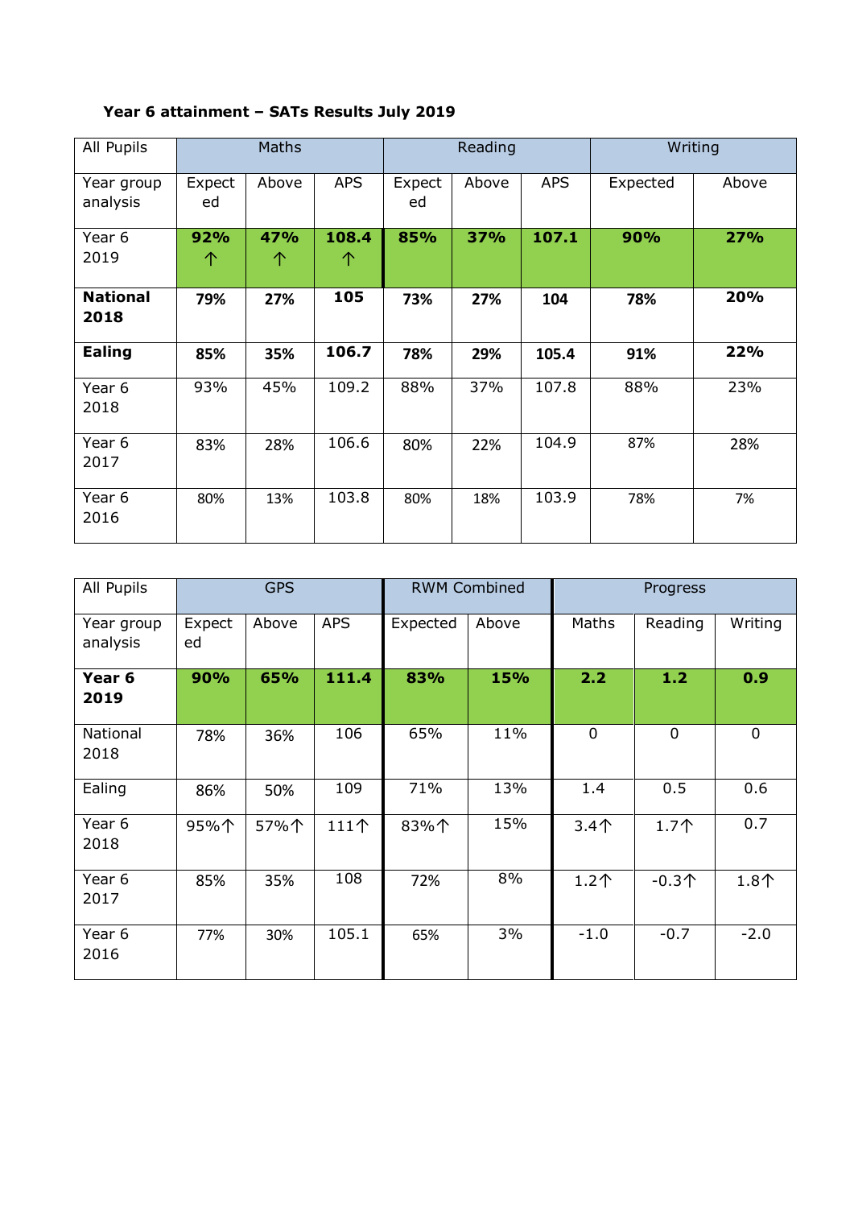**Year 6 attainment – SATs Results July 2019**

| All Pupils | Maths | | | Reading | | | Writing | |
|---|---|---|---|---|---|---|---|---|
| Year group analysis | Expected | Above | APS | Expected | Above | APS | Expected | Above |
| Year 6 2019 | **92% ↑** | **47% ↑** | **108.4 ↑** | **85%** | **37%** | **107.1** | **90%** | **27%** |
| **National 2018** | **79%** | **27%** | **105** | **73%** | **27%** | **104** | **78%** | **20%** |
| **Ealing** | **85%** | **35%** | **106.7** | **78%** | **29%** | **105.4** | **91%** | **22%** |
| Year 6 2018 | 93% | 45% | 109.2 | 88% | 37% | 107.8 | 88% | 23% |
| Year 6 2017 | 83% | 28% | 106.6 | 80% | 22% | 104.9 | 87% | 28% |
| Year 6 2016 | 80% | 13% | 103.8 | 80% | 18% | 103.9 | 78% | 7% |

| All Pupils | GPS | | | RWM Combined | | Progress | | |
|---|---|---|---|---|---|---|---|---|
| Year group analysis | Expected | Above | APS | Expected | Above | Maths | Reading | Writing |
| **Year 6 2019** | **90%** | **65%** | **111.4** | **83%** | **15%** | **2.2** | **1.2** | **0.9** |
| National 2018 | 78% | 36% | 106 | 65% | 11% | 0 | 0 | 0 |
| Ealing | 86% | 50% | 109 | 71% | 13% | 1.4 | 0.5 | 0.6 |
| Year 6 2018 | 95%↑ | 57%↑ | 111↑ | 83%↑ | 15% | 3.4↑ | 1.7↑ | 0.7 |
| Year 6 2017 | 85% | 35% | 108 | 72% | 8% | 1.2↑ | -0.3↑ | 1.8↑ |
| Year 6 2016 | 77% | 30% | 105.1 | 65% | 3% | -1.0 | -0.7 | -2.0 |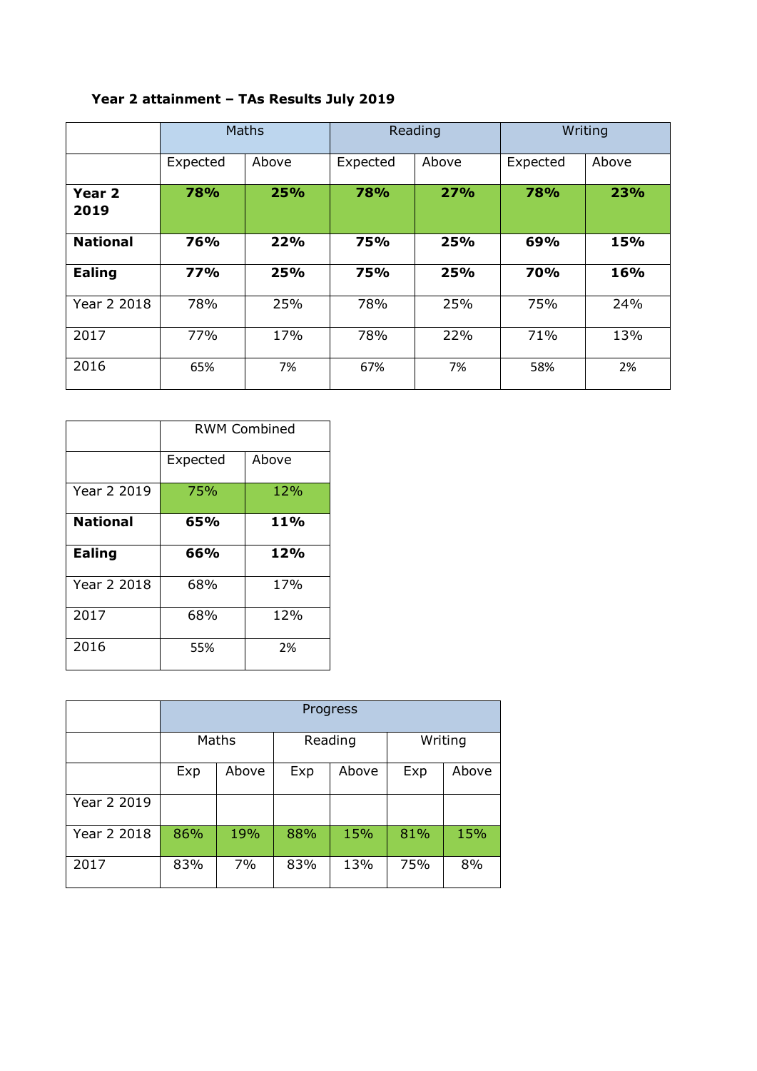**Year 2 attainment – TAs Results July 2019**

| | Maths | | Reading | | Writing | |
|---|---|---|---|---|---|---|
| | Expected | Above | Expected | Above | Expected | Above |
| **Year 2 2019** | **78%** | **25%** | **78%** | **27%** | **78%** | **23%** |
| **National** | **76%** | **22%** | **75%** | **25%** | **69%** | **15%** |
| **Ealing** | **77%** | **25%** | **75%** | **25%** | **70%** | **16%** |
| Year 2 2018 | 78% | 25% | 78% | 25% | 75% | 24% |
| 2017 | 77% | 17% | 78% | 22% | 71% | 13% |
| 2016 | 65% | 7% | 67% | 7% | 58% | 2% |

| | RWM Combined | |
|---|---|---|
| | Expected | Above |
| Year 2 2019 | 75% | 12% |
| **National** | **65%** | **11%** |
| **Ealing** | **66%** | **12%** |
| Year 2 2018 | 68% | 17% |
| 2017 | 68% | 12% |
| 2016 | 55% | 2% |

| | Progress | | | | | |
|---|---|---|---|---|---|---|
| | Maths | | Reading | | Writing | |
| | Exp | Above | Exp | Above | Exp | Above |
| Year 2 2019 | | | | | | |
| Year 2 2018 | 86% | 19% | 88% | 15% | 81% | 15% |
| 2017 | 83% | 7% | 83% | 13% | 75% | 8% |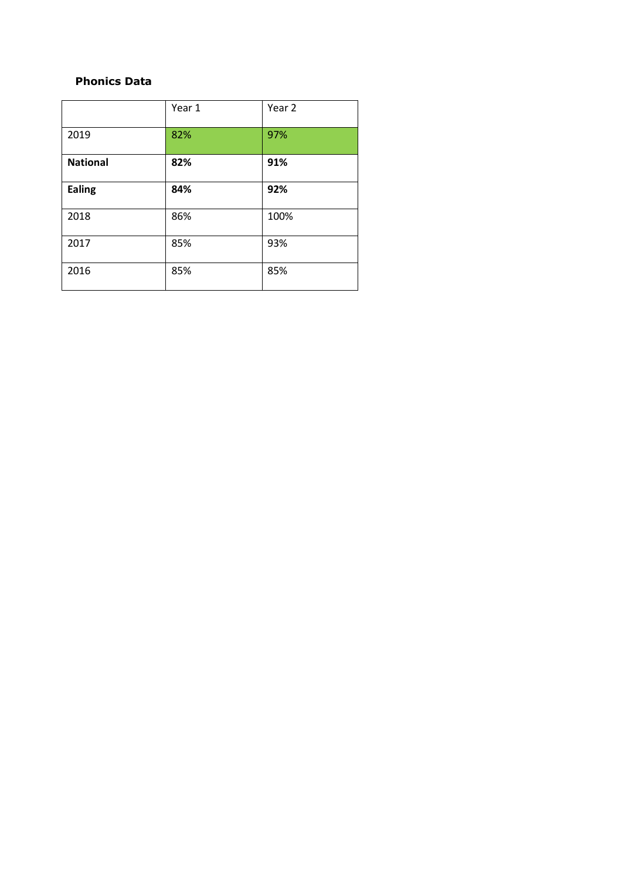**Phonics Data**

| | Year 1 | Year 2 |
|---|---|---|
| 2019 | 82% | 97% |
| **National** | **82%** | **91%** |
| **Ealing** | **84%** | **92%** |
| 2018 | 86% | 100% |
| 2017 | 85% | 93% |
| 2016 | 85% | 85% |